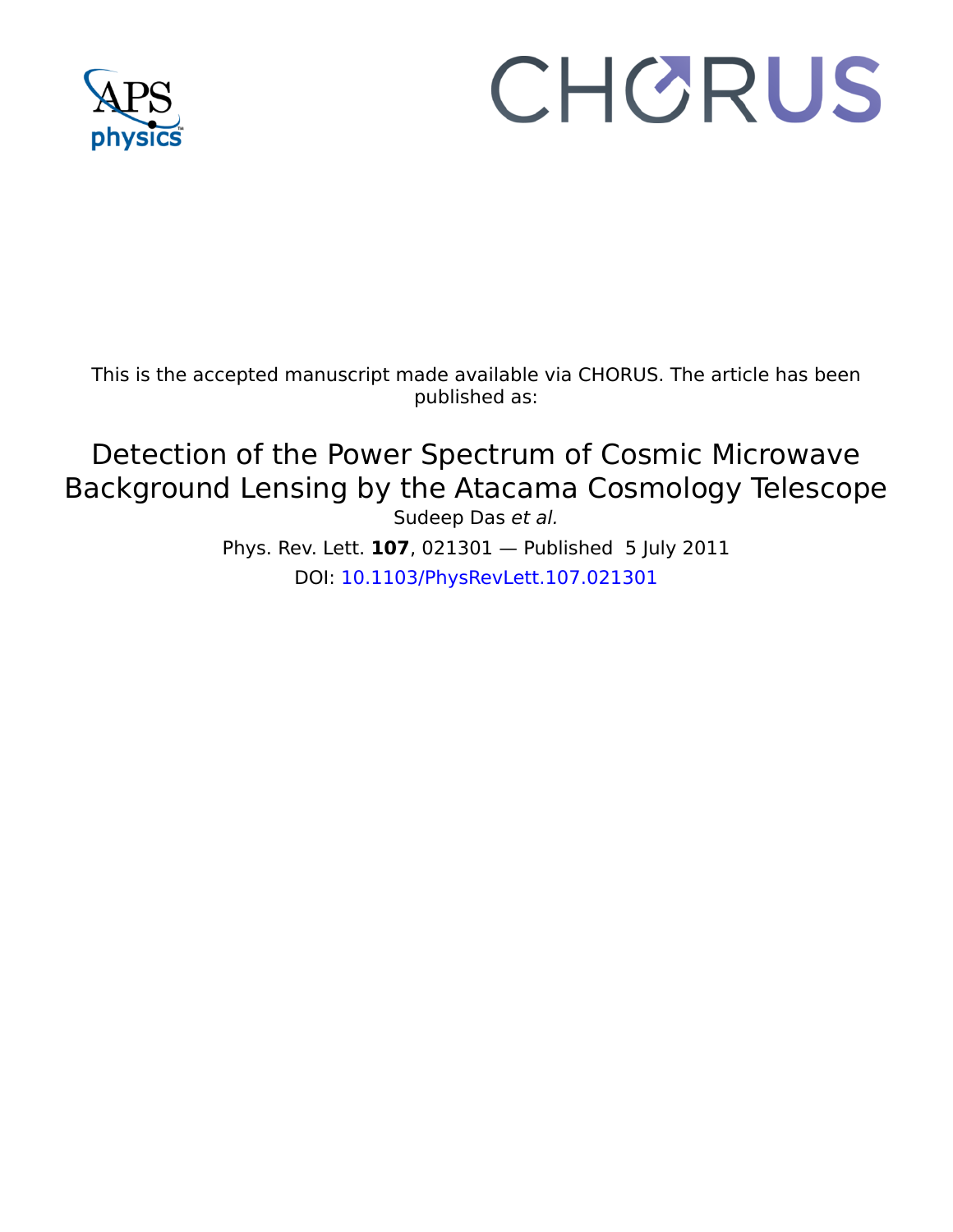This is the accepted manuscript made available via CHORUS. The article has been published as:

# Detection of the Power Spectrum of Cosmic Microwave Background Lensing by the Atacama Cosmology Telescope

Sudeep Das *et al.*

Phys. Rev. Lett. **107**, 021301 — Published 5 July 2011

DOI: 10.1103/PhysRevLett.107.021301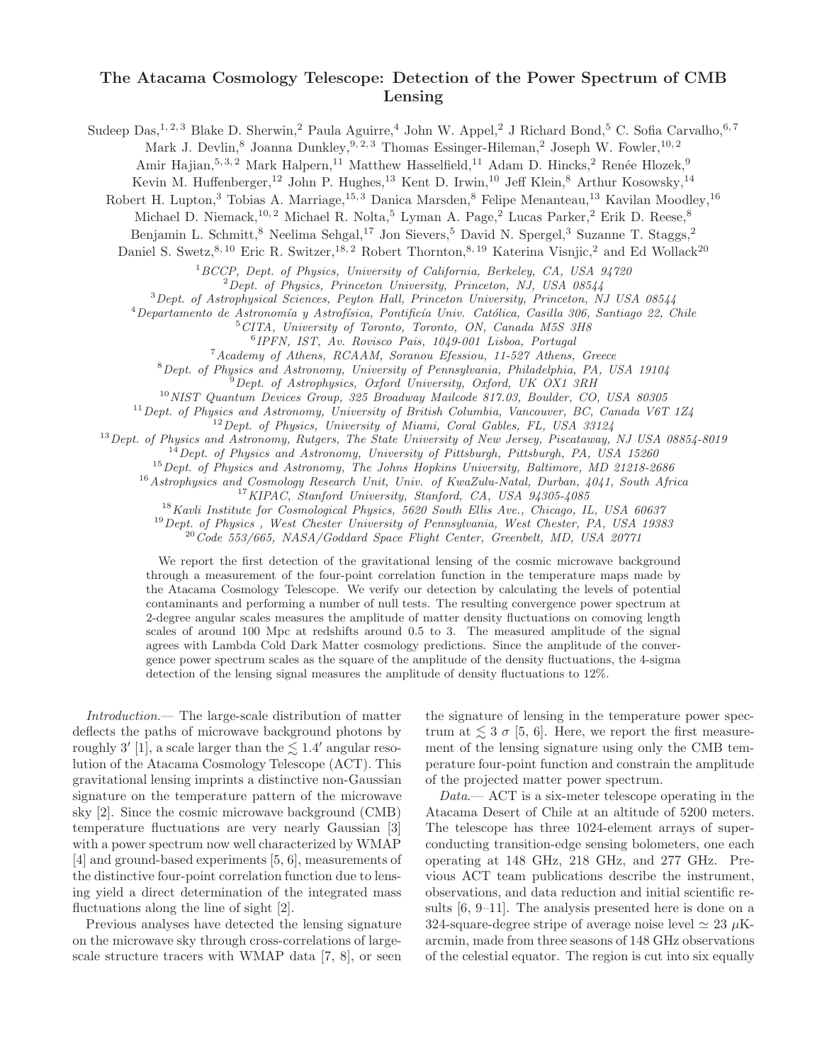# The Atacama Cosmology Telescope: Detection of the Power Spectrum of CMB Lensing

Sudeep Das,[1, 2, 3] Blake D. Sherwin,[2] Paula Aguirre,[4] John W. Appel,[2] J Richard Bond,[5] C. Sofia Carvalho,[6, 7] Mark J. Devlin,[8] Joanna Dunkley,[9, 2, 3] Thomas Essinger-Hileman,[2] Joseph W. Fowler,[10, 2] Amir Hajian,[5, 3, 2] Mark Halpern,[11] Matthew Hasselfield,[11] Adam D. Hincks,[2] Renée Hlozek,[9] Kevin M. Huffenberger,[12] John P. Hughes,[13] Kent D. Irwin,[10] Jeff Klein,[8] Arthur Kosowsky,[14] Robert H. Lupton,[3] Tobias A. Marriage,[15, 3] Danica Marsden,[8] Felipe Menanteau,[13] Kavilan Moodley,[16] Michael D. Niemack,[10, 2] Michael R. Nolta,[5] Lyman A. Page,[2] Lucas Parker,[2] Erik D. Reese,[8] Benjamin L. Schmitt,[8] Neelima Sehgal,[17] Jon Sievers,[5] David N. Spergel,[3] Suzanne T. Staggs,[2] Daniel S. Swetz,[8, 10] Eric R. Switzer,[18, 2] Robert Thornton,[8, 19] Katerina Visnjic,[2] and Ed Wollack[20]

[1] *BCCP, Dept. of Physics, University of California, Berkeley, CA, USA 94720*
[2] *Dept. of Physics, Princeton University, Princeton, NJ, USA 08544*
[3] *Dept. of Astrophysical Sciences, Peyton Hall, Princeton University, Princeton, NJ USA 08544*
[4] *Departamento de Astronomía y Astrofísica, Pontificía Univ. Católica, Casilla 306, Santiago 22, Chile*
[5] *CITA, University of Toronto, Toronto, ON, Canada M5S 3H8*
[6] *IPFN, IST, Av. Rovisco Pais, 1049-001 Lisboa, Portugal*
[7] *Academy of Athens, RCAAM, Soranou Efessiou, 11-527 Athens, Greece*
[8] *Dept. of Physics and Astronomy, University of Pennsylvania, Philadelphia, PA, USA 19104*
[9] *Dept. of Astrophysics, Oxford University, Oxford, UK OX1 3RH*
[10] *NIST Quantum Devices Group, 325 Broadway Mailcode 817.03, Boulder, CO, USA 80305*
[11] *Dept. of Physics and Astronomy, University of British Columbia, Vancouver, BC, Canada V6T 1Z4*
[12] *Dept. of Physics, University of Miami, Coral Gables, FL, USA 33124*
[13] *Dept. of Physics and Astronomy, Rutgers, The State University of New Jersey, Piscataway, NJ USA 08854-8019*
[14] *Dept. of Physics and Astronomy, University of Pittsburgh, Pittsburgh, PA, USA 15260*
[15] *Dept. of Physics and Astronomy, The Johns Hopkins University, Baltimore, MD 21218-2686*
[16] *Astrophysics and Cosmology Research Unit, Univ. of KwaZulu-Natal, Durban, 4041, South Africa*
[17] *KIPAC, Stanford University, Stanford, CA, USA 94305-4085*
[18] *Kavli Institute for Cosmological Physics, 5620 South Ellis Ave., Chicago, IL, USA 60637*
[19] *Dept. of Physics , West Chester University of Pennsylvania, West Chester, PA, USA 19383*
[20] *Code 553/665, NASA/Goddard Space Flight Center, Greenbelt, MD, USA 20771*

We report the first detection of the gravitational lensing of the cosmic microwave background through a measurement of the four-point correlation function in the temperature maps made by the Atacama Cosmology Telescope. We verify our detection by calculating the levels of potential contaminants and performing a number of null tests. The resulting convergence power spectrum at 2-degree angular scales measures the amplitude of matter density fluctuations on comoving length scales of around 100 Mpc at redshifts around 0.5 to 3. The measured amplitude of the signal agrees with Lambda Cold Dark Matter cosmology predictions. Since the amplitude of the convergence power spectrum scales as the square of the amplitude of the density fluctuations, the 4-sigma detection of the lensing signal measures the amplitude of density fluctuations to 12%.

*Introduction.*— The large-scale distribution of matter deflects the paths of microwave background photons by roughly $3'$ [1], a scale larger than the $\lesssim 1.4'$ angular resolution of the Atacama Cosmology Telescope (ACT). This gravitational lensing imprints a distinctive non-Gaussian signature on the temperature pattern of the microwave sky [2]. Since the cosmic microwave background (CMB) temperature fluctuations are very nearly Gaussian [3] with a power spectrum now well characterized by WMAP [4] and ground-based experiments [5, 6], measurements of the distinctive four-point correlation function due to lensing yield a direct determination of the integrated mass fluctuations along the line of sight [2].

Previous analyses have detected the lensing signature on the microwave sky through cross-correlations of large-scale structure tracers with WMAP data [7, 8], or seen the signature of lensing in the temperature power spectrum at $\lesssim 3\,\sigma$ [5, 6]. Here, we report the first measurement of the lensing signature using only the CMB temperature four-point function and constrain the amplitude of the projected matter power spectrum.

*Data.*— ACT is a six-meter telescope operating in the Atacama Desert of Chile at an altitude of 5200 meters. The telescope has three 1024-element arrays of superconducting transition-edge sensing bolometers, one each operating at 148 GHz, 218 GHz, and 277 GHz. Previous ACT team publications describe the instrument, observations, and data reduction and initial scientific results [6, 9–11]. The analysis presented here is done on a 324-square-degree stripe of average noise level $\simeq 23\ \mu$K-arcmin, made from three seasons of 148 GHz observations of the celestial equator. The region is cut into six equally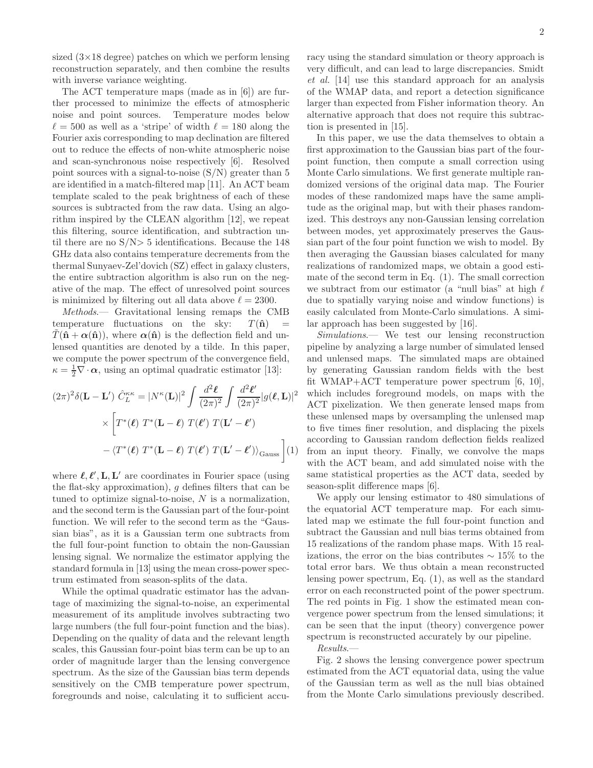sized (3×18 degree) patches on which we perform lensing reconstruction separately, and then combine the results with inverse variance weighting.

The ACT temperature maps (made as in [6]) are further processed to minimize the effects of atmospheric noise and point sources. Temperature modes below $\ell = 500$ as well as a 'stripe' of width $\ell = 180$ along the Fourier axis corresponding to map declination are filtered out to reduce the effects of non-white atmospheric noise and scan-synchronous noise respectively [6]. Resolved point sources with a signal-to-noise (S/N) greater than 5 are identified in a match-filtered map [11]. An ACT beam template scaled to the peak brightness of each of these sources is subtracted from the raw data. Using an algorithm inspired by the CLEAN algorithm [12], we repeat this filtering, source identification, and subtraction until there are no S/N> 5 identifications. Because the 148 GHz data also contains temperature decrements from the thermal Sunyaev-Zel'dovich (SZ) effect in galaxy clusters, the entire subtraction algorithm is also run on the negative of the map. The effect of unresolved point sources is minimized by filtering out all data above $\ell = 2300$.

*Methods.*— Gravitational lensing remaps the CMB temperature fluctuations on the sky: $T(\hat{\mathbf{n}}) = \tilde{T}(\hat{\mathbf{n}} + \boldsymbol{\alpha}(\hat{\mathbf{n}}))$, where $\boldsymbol{\alpha}(\hat{\mathbf{n}})$ is the deflection field and unlensed quantities are denoted by a tilde. In this paper, we compute the power spectrum of the convergence field, $\kappa = \frac{1}{2}\nabla \cdot \boldsymbol{\alpha}$, using an optimal quadratic estimator [13]:

$$(2\pi)^2 \delta(\mathbf{L} - \mathbf{L}')\ \hat{C}_L^{\kappa\kappa} = |N^{\kappa}(\mathbf{L})|^2 \int \frac{d^2\boldsymbol{\ell}}{(2\pi)^2} \int \frac{d^2\boldsymbol{\ell}'}{(2\pi)^2} |g(\boldsymbol{\ell}, \mathbf{L})|^2 \times \Bigg[ T^*(\boldsymbol{\ell})\ T^*(\mathbf{L} - \boldsymbol{\ell})\ T(\boldsymbol{\ell}')\ T(\mathbf{L}' - \boldsymbol{\ell}') - \langle T^*(\boldsymbol{\ell})\ T^*(\mathbf{L} - \boldsymbol{\ell})\ T(\boldsymbol{\ell}')\ T(\mathbf{L}' - \boldsymbol{\ell}') \rangle_{\rm Gauss} \Bigg] \quad (1)$$

where $\boldsymbol{\ell}, \boldsymbol{\ell}', \mathbf{L}, \mathbf{L}'$ are coordinates in Fourier space (using the flat-sky approximation), $g$ defines filters that can be tuned to optimize signal-to-noise, $N$ is a normalization, and the second term is the Gaussian part of the four-point function. We will refer to the second term as the "Gaussian bias", as it is a Gaussian term one subtracts from the full four-point function to obtain the non-Gaussian lensing signal. We normalize the estimator applying the standard formula in [13] using the mean cross-power spectrum estimated from season-splits of the data.

While the optimal quadratic estimator has the advantage of maximizing the signal-to-noise, an experimental measurement of its amplitude involves subtracting two large numbers (the full four-point function and the bias). Depending on the quality of data and the relevant length scales, this Gaussian four-point bias term can be up to an order of magnitude larger than the lensing convergence spectrum. As the size of the Gaussian bias term depends sensitively on the CMB temperature power spectrum, foregrounds and noise, calculating it to sufficient accuracy using the standard simulation or theory approach is very difficult, and can lead to large discrepancies. Smidt *et al.* [14] use this standard approach for an analysis of the WMAP data, and report a detection significance larger than expected from Fisher information theory. An alternative approach that does not require this subtraction is presented in [15].

In this paper, we use the data themselves to obtain a first approximation to the Gaussian bias part of the four-point function, then compute a small correction using Monte Carlo simulations. We first generate multiple randomized versions of the original data map. The Fourier modes of these randomized maps have the same amplitude as the original map, but with their phases randomized. This destroys any non-Gaussian lensing correlation between modes, yet approximately preserves the Gaussian part of the four point function we wish to model. By then averaging the Gaussian biases calculated for many realizations of randomized maps, we obtain a good estimate of the second term in Eq. (1). The small correction we subtract from our estimator (a "null bias" at high $\ell$ due to spatially varying noise and window functions) is easily calculated from Monte-Carlo simulations. A similar approach has been suggested by [16].

*Simulations.*— We test our lensing reconstruction pipeline by analyzing a large number of simulated lensed and unlensed maps. The simulated maps are obtained by generating Gaussian random fields with the best fit WMAP+ACT temperature power spectrum [6, 10], which includes foreground models, on maps with the ACT pixelization. We then generate lensed maps from these unlensed maps by oversampling the unlensed map to five times finer resolution, and displacing the pixels according to Gaussian random deflection fields realized from an input theory. Finally, we convolve the maps with the ACT beam, and add simulated noise with the same statistical properties as the ACT data, seeded by season-split difference maps [6].

We apply our lensing estimator to 480 simulations of the equatorial ACT temperature map. For each simulated map we estimate the full four-point function and subtract the Gaussian and null bias terms obtained from 15 realizations of the random phase maps. With 15 realizations, the error on the bias contributes $\sim 15\%$ to the total error bars. We thus obtain a mean reconstructed lensing power spectrum, Eq. (1), as well as the standard error on each reconstructed point of the power spectrum. The red points in Fig. 1 show the estimated mean convergence power spectrum from the lensed simulations; it can be seen that the input (theory) convergence power spectrum is reconstructed accurately by our pipeline.

*Results.*—

Fig. 2 shows the lensing convergence power spectrum estimated from the ACT equatorial data, using the value of the Gaussian term as well as the null bias obtained from the Monte Carlo simulations previously described.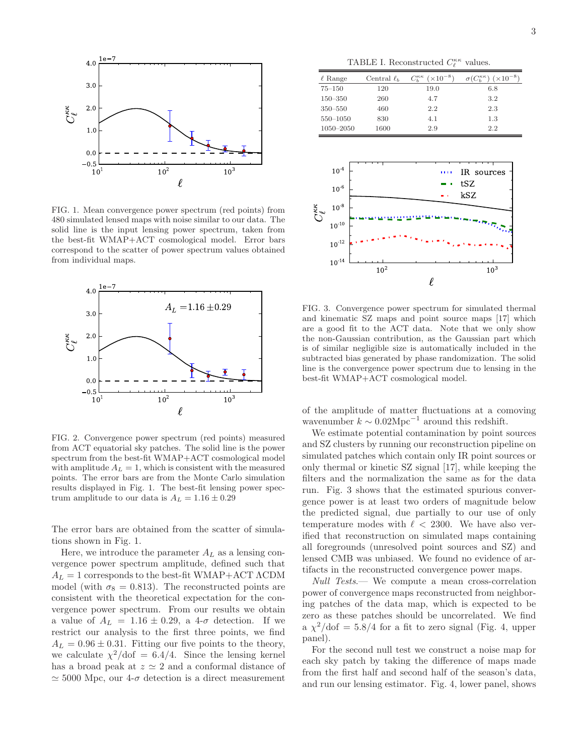FIG. 1. Mean convergence power spectrum (red points) from 480 simulated lensed maps with noise similar to our data. The solid line is the input lensing power spectrum, taken from the best-fit WMAP+ACT cosmological model. Error bars correspond to the scatter of power spectrum values obtained from individual maps.

FIG. 2. Convergence power spectrum (red points) measured from ACT equatorial sky patches. The solid line is the power spectrum from the best-fit WMAP+ACT cosmological model with amplitude $A_L = 1$, which is consistent with the measured points. The error bars are from the Monte Carlo simulation results displayed in Fig. 1. The best-fit lensing power spectrum amplitude to our data is $A_L = 1.16 \pm 0.29$

The error bars are obtained from the scatter of simulations shown in Fig. 1.

Here, we introduce the parameter $A_L$ as a lensing convergence power spectrum amplitude, defined such that $A_L = 1$ corresponds to the best-fit WMAP+ACT ΛCDM model (with $\sigma_8 = 0.813$). The reconstructed points are consistent with the theoretical expectation for the convergence power spectrum. From our results we obtain a value of $A_L = 1.16 \pm 0.29$, a 4-$\sigma$ detection. If we restrict our analysis to the first three points, we find $A_L = 0.96 \pm 0.31$. Fitting our five points to the theory, we calculate $\chi^2/\text{dof} = 6.4/4$. Since the lensing kernel has a broad peak at $z \simeq 2$ and a conformal distance of $\simeq 5000$ Mpc, our 4-$\sigma$ detection is a direct measurement of the amplitude of matter fluctuations at a comoving wavenumber $k \sim 0.02\text{Mpc}^{-1}$ around this redshift.

TABLE I. Reconstructed $C_\ell^{\kappa\kappa}$ values.

| $\ell$ Range | Central $\ell_b$ | $C_b^{\kappa\kappa}$ ($\times 10^{-8}$) | $\sigma(C_b^{\kappa\kappa})$ ($\times 10^{-8}$) |
|---|---|---|---|
| 75–150 | 120 | 19.0 | 6.8 |
| 150–350 | 260 | 4.7 | 3.2 |
| 350–550 | 460 | 2.2 | 2.3 |
| 550–1050 | 830 | 4.1 | 1.3 |
| 1050–2050 | 1600 | 2.9 | 2.2 |

FIG. 3. Convergence power spectrum for simulated thermal and kinematic SZ maps and point source maps [17] which are a good fit to the ACT data. Note that we only show the non-Gaussian contribution, as the Gaussian part which is of similar negligible size is automatically included in the subtracted bias generated by phase randomization. The solid line is the convergence power spectrum due to lensing in the best-fit WMAP+ACT cosmological model.

We estimate potential contamination by point sources and SZ clusters by running our reconstruction pipeline on simulated patches which contain only IR point sources or only thermal or kinetic SZ signal [17], while keeping the filters and the normalization the same as for the data run. Fig. 3 shows that the estimated spurious convergence power is at least two orders of magnitude below the predicted signal, due partially to our use of only temperature modes with $\ell < 2300$. We have also verified that reconstruction on simulated maps containing all foregrounds (unresolved point sources and SZ) and lensed CMB was unbiased. We found no evidence of artifacts in the reconstructed convergence power maps.

*Null Tests.*— We compute a mean cross-correlation power of convergence maps reconstructed from neighboring patches of the data map, which is expected to be zero as these patches should be uncorrelated. We find a $\chi^2/\text{dof} = 5.8/4$ for a fit to zero signal (Fig. 4, upper panel).

For the second null test we construct a noise map for each sky patch by taking the difference of maps made from the first half and second half of the season's data, and run our lensing estimator. Fig. 4, lower panel, shows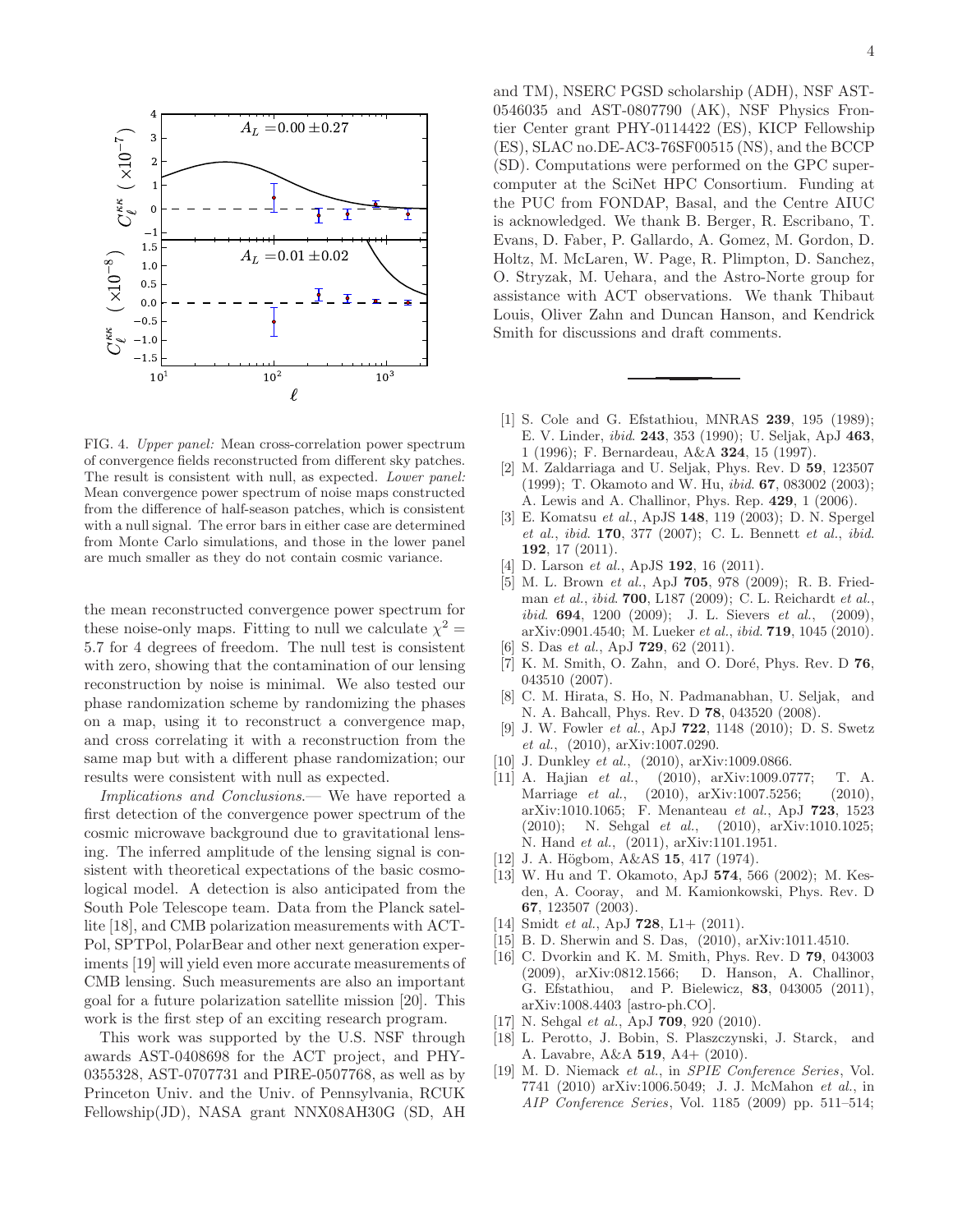FIG. 4. *Upper panel:* Mean cross-correlation power spectrum of convergence fields reconstructed from different sky patches. The result is consistent with null, as expected. *Lower panel:* Mean convergence power spectrum of noise maps constructed from the difference of half-season patches, which is consistent with a null signal. The error bars in either case are determined from Monte Carlo simulations, and those in the lower panel are much smaller as they do not contain cosmic variance.

the mean reconstructed convergence power spectrum for these noise-only maps. Fitting to null we calculate $\chi^2 = 5.7$ for 4 degrees of freedom. The null test is consistent with zero, showing that the contamination of our lensing reconstruction by noise is minimal. We also tested our phase randomization scheme by randomizing the phases on a map, using it to reconstruct a convergence map, and cross correlating it with a reconstruction from the same map but with a different phase randomization; our results were consistent with null as expected.

*Implications and Conclusions.*— We have reported a first detection of the convergence power spectrum of the cosmic microwave background due to gravitational lensing. The inferred amplitude of the lensing signal is consistent with theoretical expectations of the basic cosmological model. A detection is also anticipated from the South Pole Telescope team. Data from the Planck satellite [18], and CMB polarization measurements with ACT-Pol, SPTPol, PolarBear and other next generation experiments [19] will yield even more accurate measurements of CMB lensing. Such measurements are also an important goal for a future polarization satellite mission [20]. This work is the first step of an exciting research program.

This work was supported by the U.S. NSF through awards AST-0408698 for the ACT project, and PHY-0355328, AST-0707731 and PIRE-0507768, as well as by Princeton Univ. and the Univ. of Pennsylvania, RCUK Fellowship(JD), NASA grant NNX08AH30G (SD, AH and TM), NSERC PGSD scholarship (ADH), NSF AST-0546035 and AST-0807790 (AK), NSF Physics Frontier Center grant PHY-0114422 (ES), KICP Fellowship (ES), SLAC no.DE-AC3-76SF00515 (NS), and the BCCP (SD). Computations were performed on the GPC supercomputer at the SciNet HPC Consortium. Funding at the PUC from FONDAP, Basal, and the Centre AIUC is acknowledged. We thank B. Berger, R. Escribano, T. Evans, D. Faber, P. Gallardo, A. Gomez, M. Gordon, D. Holtz, M. McLaren, W. Page, R. Plimpton, D. Sanchez, O. Stryzak, M. Uehara, and the Astro-Norte group for assistance with ACT observations. We thank Thibaut Louis, Oliver Zahn and Duncan Hanson, and Kendrick Smith for discussions and draft comments.

---

- [1] S. Cole and G. Efstathiou, MNRAS **239**, 195 (1989); E. V. Linder, *ibid.* **243**, 353 (1990); U. Seljak, ApJ **463**, 1 (1996); F. Bernardeau, A&A **324**, 15 (1997).
- [2] M. Zaldarriaga and U. Seljak, Phys. Rev. D **59**, 123507 (1999); T. Okamoto and W. Hu, *ibid.* **67**, 083002 (2003); A. Lewis and A. Challinor, Phys. Rep. **429**, 1 (2006).
- [3] E. Komatsu *et al.*, ApJS **148**, 119 (2003); D. N. Spergel *et al.*, *ibid.* **170**, 377 (2007); C. L. Bennett *et al.*, *ibid.* **192**, 17 (2011).
- [4] D. Larson *et al.*, ApJS **192**, 16 (2011).
- [5] M. L. Brown *et al.*, ApJ **705**, 978 (2009); R. B. Friedman *et al.*, *ibid.* **700**, L187 (2009); C. L. Reichardt *et al.*, *ibid.* **694**, 1200 (2009); J. L. Sievers *et al.*, (2009), arXiv:0901.4540; M. Lueker *et al.*, *ibid.* **719**, 1045 (2010).
- [6] S. Das *et al.*, ApJ **729**, 62 (2011).
- [7] K. M. Smith, O. Zahn, and O. Doré, Phys. Rev. D **76**, 043510 (2007).
- [8] C. M. Hirata, S. Ho, N. Padmanabhan, U. Seljak, and N. A. Bahcall, Phys. Rev. D **78**, 043520 (2008).
- [9] J. W. Fowler *et al.*, ApJ **722**, 1148 (2010); D. S. Swetz *et al.*, (2010), arXiv:1007.0290.
- [10] J. Dunkley *et al.*, (2010), arXiv:1009.0866.
- [11] A. Hajian *et al.*, (2010), arXiv:1009.0777; T. A. Marriage *et al.*, (2010), arXiv:1007.5256; (2010), arXiv:1010.1065; F. Menanteau *et al.*, ApJ **723**, 1523 (2010); N. Sehgal *et al.*, (2010), arXiv:1010.1025; N. Hand *et al.*, (2011), arXiv:1101.1951.
- [12] J. A. Högbom, A&AS **15**, 417 (1974).
- [13] W. Hu and T. Okamoto, ApJ **574**, 566 (2002); M. Kesden, A. Cooray, and M. Kamionkowski, Phys. Rev. D **67**, 123507 (2003).
- [14] Smidt *et al.*, ApJ **728**, L1+ (2011).
- [15] B. D. Sherwin and S. Das, (2010), arXiv:1011.4510.
- [16] C. Dvorkin and K. M. Smith, Phys. Rev. D **79**, 043003 (2009), arXiv:0812.1566; D. Hanson, A. Challinor, G. Efstathiou, and P. Bielewicz, **83**, 043005 (2011), arXiv:1008.4403 [astro-ph.CO].
- [17] N. Sehgal *et al.*, ApJ **709**, 920 (2010).
- [18] L. Perotto, J. Bobin, S. Plaszczynski, J. Starck, and A. Lavabre, A&A **519**, A4+ (2010).
- [19] M. D. Niemack *et al.*, in *SPIE Conference Series*, Vol. 7741 (2010) arXiv:1006.5049; J. J. McMahon *et al.*, in *AIP Conference Series*, Vol. 1185 (2009) pp. 511–514;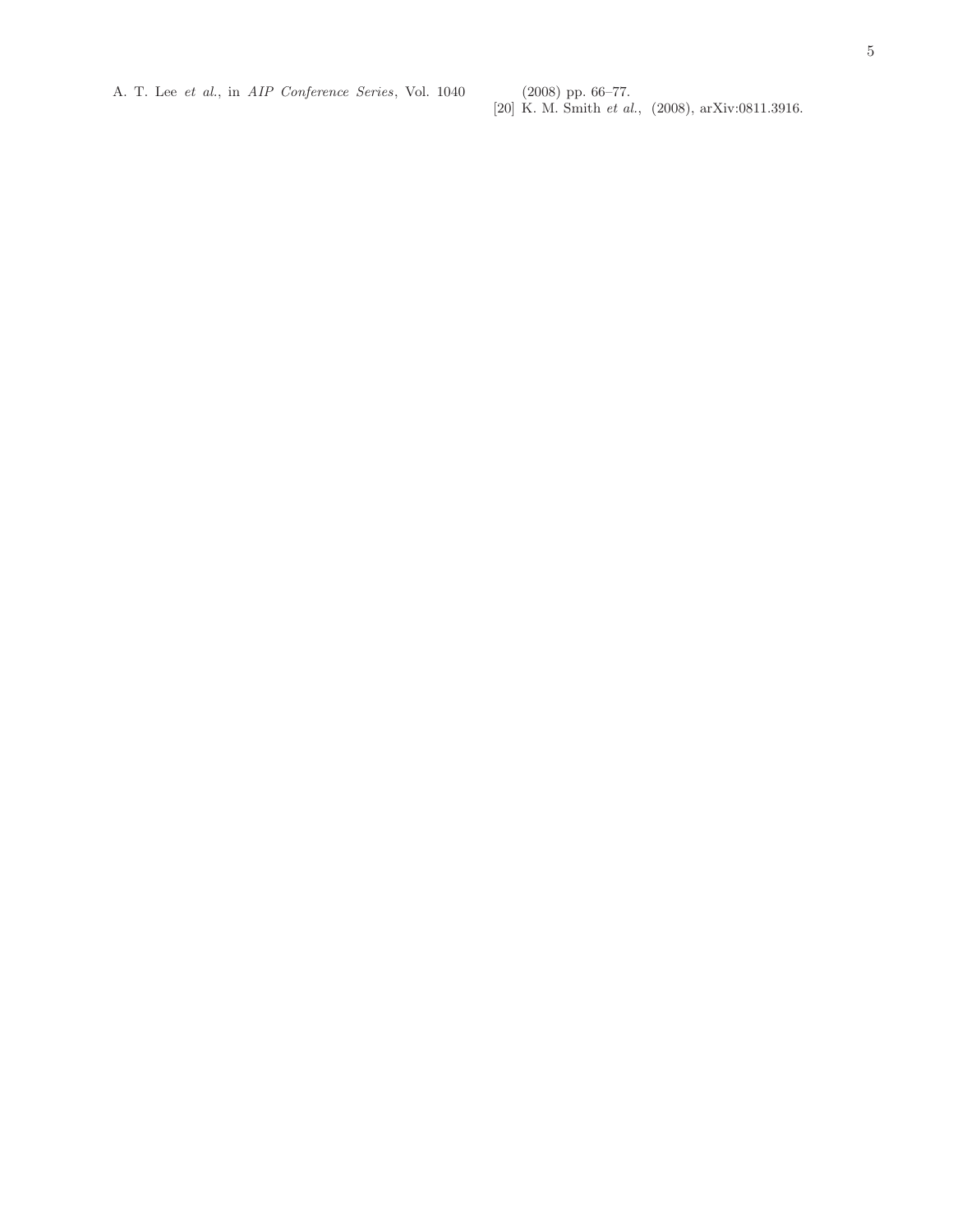A. T. Lee *et al.*, in *AIP Conference Series*, Vol. 1040 (2008) pp. 66–77.

[20] K. M. Smith *et al.*, (2008), arXiv:0811.3916.